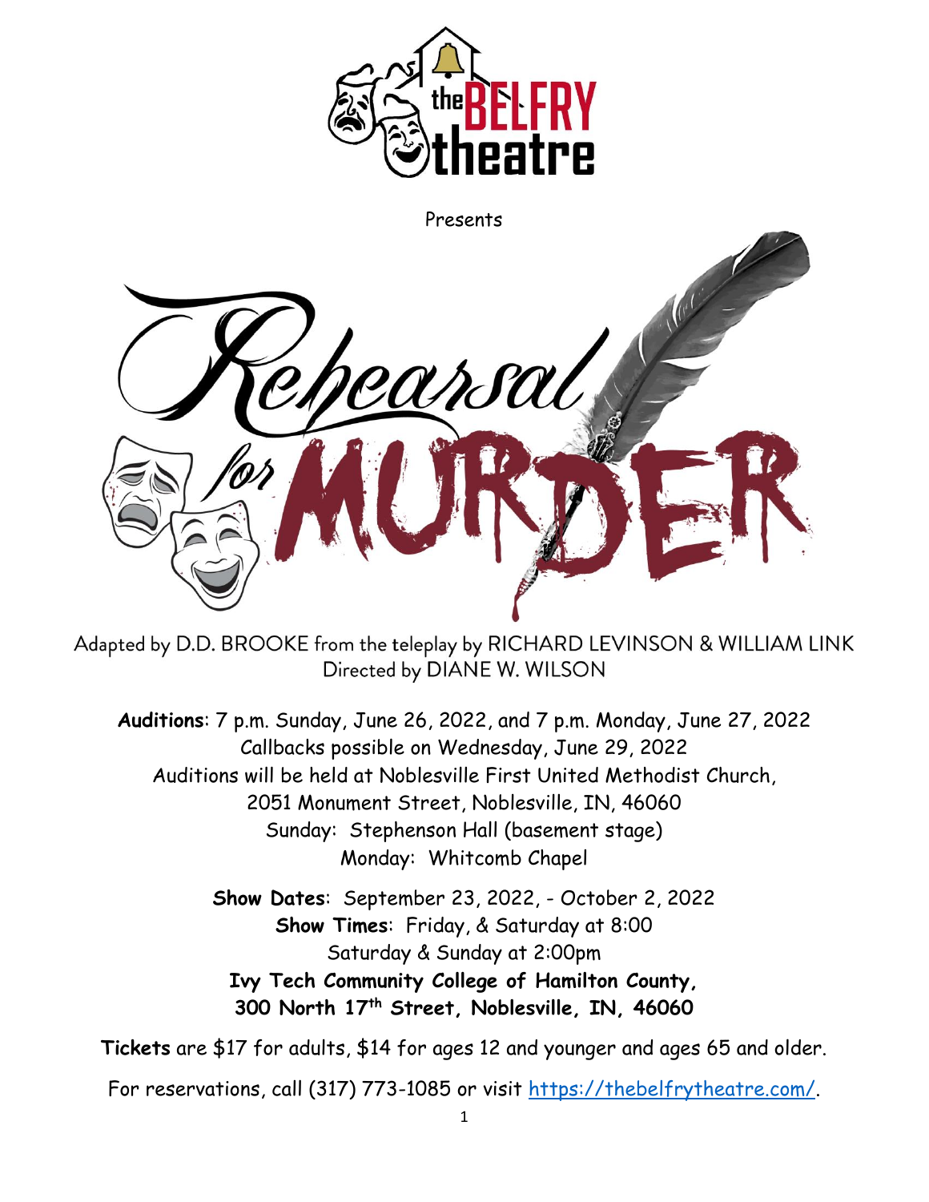the BELFRY theatre

Presents

# Rehearsal for MURDER

Adapted by D.D. BROOKE from the teleplay by RICHARD LEVINSON & WILLIAM LINK
Directed by DIANE W. WILSON

**Auditions**: 7 p.m. Sunday, June 26, 2022, and 7 p.m. Monday, June 27, 2022
Callbacks possible on Wednesday, June 29, 2022
Auditions will be held at Noblesville First United Methodist Church,
2051 Monument Street, Noblesville, IN, 46060
Sunday: Stephenson Hall (basement stage)
Monday: Whitcomb Chapel

**Show Dates**: September 23, 2022, - October 2, 2022
**Show Times**: Friday, & Saturday at 8:00
Saturday & Sunday at 2:00pm
**Ivy Tech Community College of Hamilton County,**
**300 North 17th Street, Noblesville, IN, 46060**

**Tickets** are $17 for adults, $14 for ages 12 and younger and ages 65 and older.

For reservations, call (317) 773-1085 or visit [https://thebelfrytheatre.com/](https://thebelfrytheatre.com/).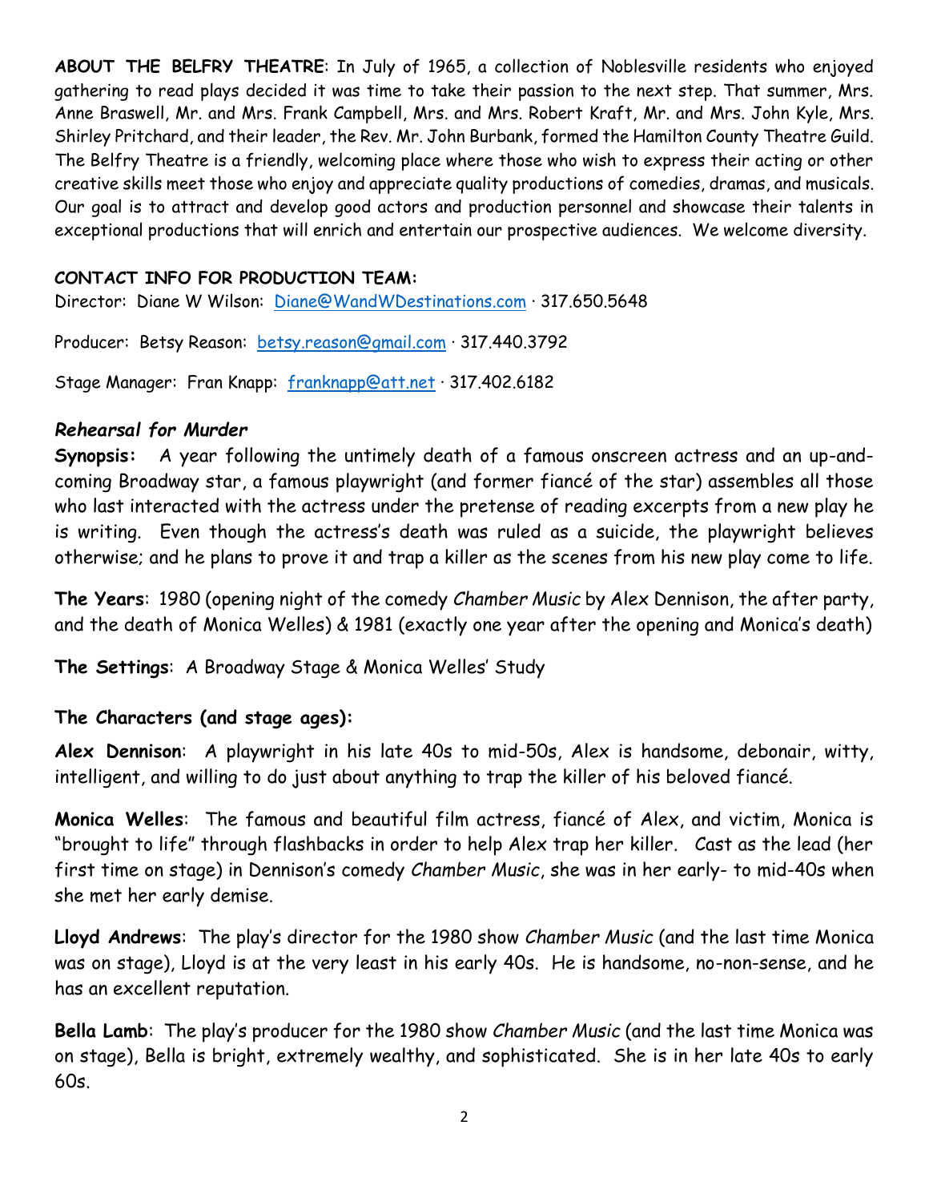**ABOUT THE BELFRY THEATRE**: In July of 1965, a collection of Noblesville residents who enjoyed gathering to read plays decided it was time to take their passion to the next step. That summer, Mrs. Anne Braswell, Mr. and Mrs. Frank Campbell, Mrs. and Mrs. Robert Kraft, Mr. and Mrs. John Kyle, Mrs. Shirley Pritchard, and their leader, the Rev. Mr. John Burbank, formed the Hamilton County Theatre Guild. The Belfry Theatre is a friendly, welcoming place where those who wish to express their acting or other creative skills meet those who enjoy and appreciate quality productions of comedies, dramas, and musicals. Our goal is to attract and develop good actors and production personnel and showcase their talents in exceptional productions that will enrich and entertain our prospective audiences. We welcome diversity.

**CONTACT INFO FOR PRODUCTION TEAM:**

Director: Diane W Wilson: Diane@WandWDestinations.com · 317.650.5648

Producer: Betsy Reason: betsy.reason@gmail.com · 317.440.3792

Stage Manager: Fran Knapp: franknapp@att.net · 317.402.6182

### *Rehearsal for Murder*

**Synopsis:** A year following the untimely death of a famous onscreen actress and an up-and-coming Broadway star, a famous playwright (and former fiancé of the star) assembles all those who last interacted with the actress under the pretense of reading excerpts from a new play he is writing. Even though the actress's death was ruled as a suicide, the playwright believes otherwise; and he plans to prove it and trap a killer as the scenes from his new play come to life.

**The Years**: 1980 (opening night of the comedy *Chamber Music* by Alex Dennison, the after party, and the death of Monica Welles) & 1981 (exactly one year after the opening and Monica's death)

**The Settings**: A Broadway Stage & Monica Welles' Study

**The Characters (and stage ages):**

**Alex Dennison**: A playwright in his late 40s to mid-50s, Alex is handsome, debonair, witty, intelligent, and willing to do just about anything to trap the killer of his beloved fiancé.

**Monica Welles**: The famous and beautiful film actress, fiancé of Alex, and victim, Monica is "brought to life" through flashbacks in order to help Alex trap her killer. Cast as the lead (her first time on stage) in Dennison's comedy *Chamber Music*, she was in her early- to mid-40s when she met her early demise.

**Lloyd Andrews**: The play's director for the 1980 show *Chamber Music* (and the last time Monica was on stage), Lloyd is at the very least in his early 40s. He is handsome, no-non-sense, and he has an excellent reputation.

**Bella Lamb**: The play's producer for the 1980 show *Chamber Music* (and the last time Monica was on stage), Bella is bright, extremely wealthy, and sophisticated. She is in her late 40s to early 60s.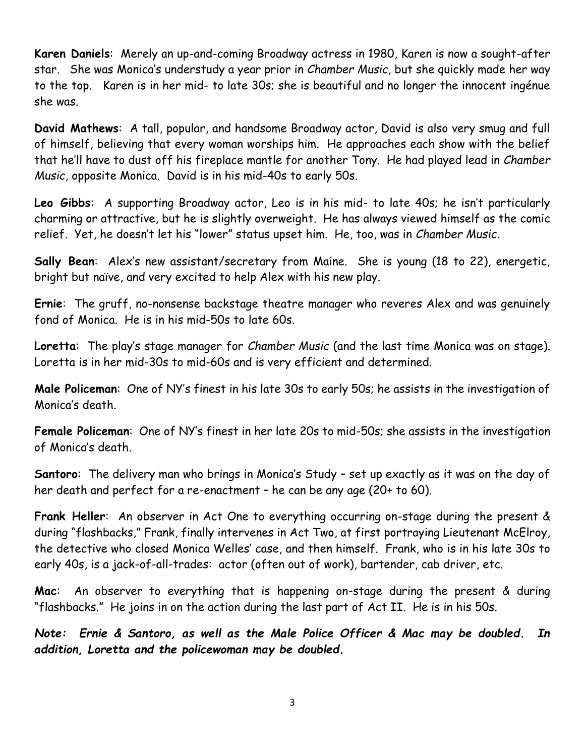**Karen Daniels**: Merely an up-and-coming Broadway actress in 1980, Karen is now a sought-after star. She was Monica's understudy a year prior in *Chamber Music*, but she quickly made her way to the top. Karen is in her mid- to late 30s; she is beautiful and no longer the innocent ingénue she was.

**David Mathews**: A tall, popular, and handsome Broadway actor, David is also very smug and full of himself, believing that every woman worships him. He approaches each show with the belief that he'll have to dust off his fireplace mantle for another Tony. He had played lead in *Chamber Music*, opposite Monica. David is in his mid-40s to early 50s.

**Leo Gibbs**: A supporting Broadway actor, Leo is in his mid- to late 40s; he isn't particularly charming or attractive, but he is slightly overweight. He has always viewed himself as the comic relief. Yet, he doesn't let his "lower" status upset him. He, too, was in *Chamber Music*.

**Sally Bean**: Alex's new assistant/secretary from Maine. She is young (18 to 22), energetic, bright but naïve, and very excited to help Alex with his new play.

**Ernie**: The gruff, no-nonsense backstage theatre manager who reveres Alex and was genuinely fond of Monica. He is in his mid-50s to late 60s.

**Loretta**: The play's stage manager for *Chamber Music* (and the last time Monica was on stage). Loretta is in her mid-30s to mid-60s and is very efficient and determined.

**Male Policeman**: One of NY's finest in his late 30s to early 50s; he assists in the investigation of Monica's death.

**Female Policeman**: One of NY's finest in her late 20s to mid-50s; she assists in the investigation of Monica's death.

**Santoro**: The delivery man who brings in Monica's Study – set up exactly as it was on the day of her death and perfect for a re-enactment – he can be any age (20+ to 60).

**Frank Heller**: An observer in Act One to everything occurring on-stage during the present & during "flashbacks," Frank, finally intervenes in Act Two, at first portraying Lieutenant McElroy, the detective who closed Monica Welles' case, and then himself. Frank, who is in his late 30s to early 40s, is a jack-of-all-trades: actor (often out of work), bartender, cab driver, etc.

**Mac**: An observer to everything that is happening on-stage during the present & during "flashbacks." He joins in on the action during the last part of Act II. He is in his 50s.

***Note: Ernie & Santoro, as well as the Male Police Officer & Mac may be doubled. In addition, Loretta and the policewoman may be doubled.***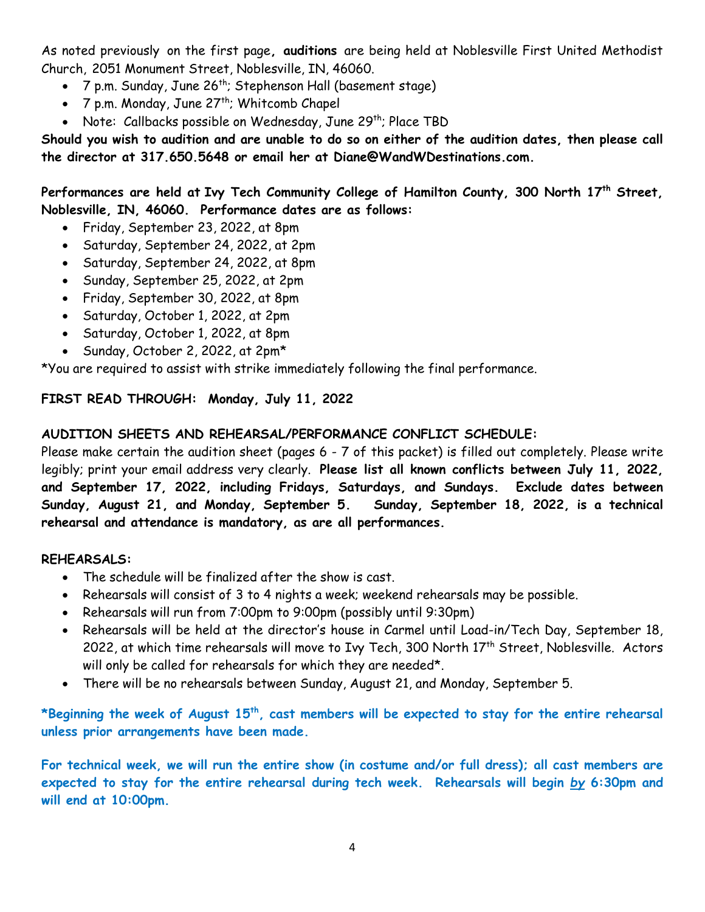As noted previously on the first page**, auditions** are being held at Noblesville First United Methodist Church, 2051 Monument Street, Noblesville, IN, 46060.

- 7 p.m. Sunday, June 26th; Stephenson Hall (basement stage)
- 7 p.m. Monday, June 27th; Whitcomb Chapel
- Note: Callbacks possible on Wednesday, June 29th; Place TBD

**Should you wish to audition and are unable to do so on either of the audition dates, then please call the director at 317.650.5648 or email her at Diane@WandWDestinations.com.**

**Performances are held at Ivy Tech Community College of Hamilton County, 300 North 17th Street, Noblesville, IN, 46060. Performance dates are as follows:**

- Friday, September 23, 2022, at 8pm
- Saturday, September 24, 2022, at 2pm
- Saturday, September 24, 2022, at 8pm
- Sunday, September 25, 2022, at 2pm
- Friday, September 30, 2022, at 8pm
- Saturday, October 1, 2022, at 2pm
- Saturday, October 1, 2022, at 8pm
- Sunday, October 2, 2022, at 2pm*

*You are required to assist with strike immediately following the final performance.

**FIRST READ THROUGH: Monday, July 11, 2022**

**AUDITION SHEETS AND REHEARSAL/PERFORMANCE CONFLICT SCHEDULE:**

Please make certain the audition sheet (pages 6 - 7 of this packet) is filled out completely. Please write legibly; print your email address very clearly. **Please list all known conflicts between July 11, 2022, and September 17, 2022, including Fridays, Saturdays, and Sundays. Exclude dates between Sunday, August 21, and Monday, September 5. Sunday, September 18, 2022, is a technical rehearsal and attendance is mandatory, as are all performances.**

**REHEARSALS:**

- The schedule will be finalized after the show is cast.
- Rehearsals will consist of 3 to 4 nights a week; weekend rehearsals may be possible.
- Rehearsals will run from 7:00pm to 9:00pm (possibly until 9:30pm)
- Rehearsals will be held at the director's house in Carmel until Load-in/Tech Day, September 18, 2022, at which time rehearsals will move to Ivy Tech, 300 North 17th Street, Noblesville. Actors will only be called for rehearsals for which they are needed*.
- There will be no rehearsals between Sunday, August 21, and Monday, September 5.

***Beginning the week of August 15th, cast members will be expected to stay for the entire rehearsal unless prior arrangements have been made.**

**For technical week, we will run the entire show (in costume and/or full dress); all cast members are expected to stay for the entire rehearsal during tech week. Rehearsals will begin *by* 6:30pm and will end at 10:00pm.**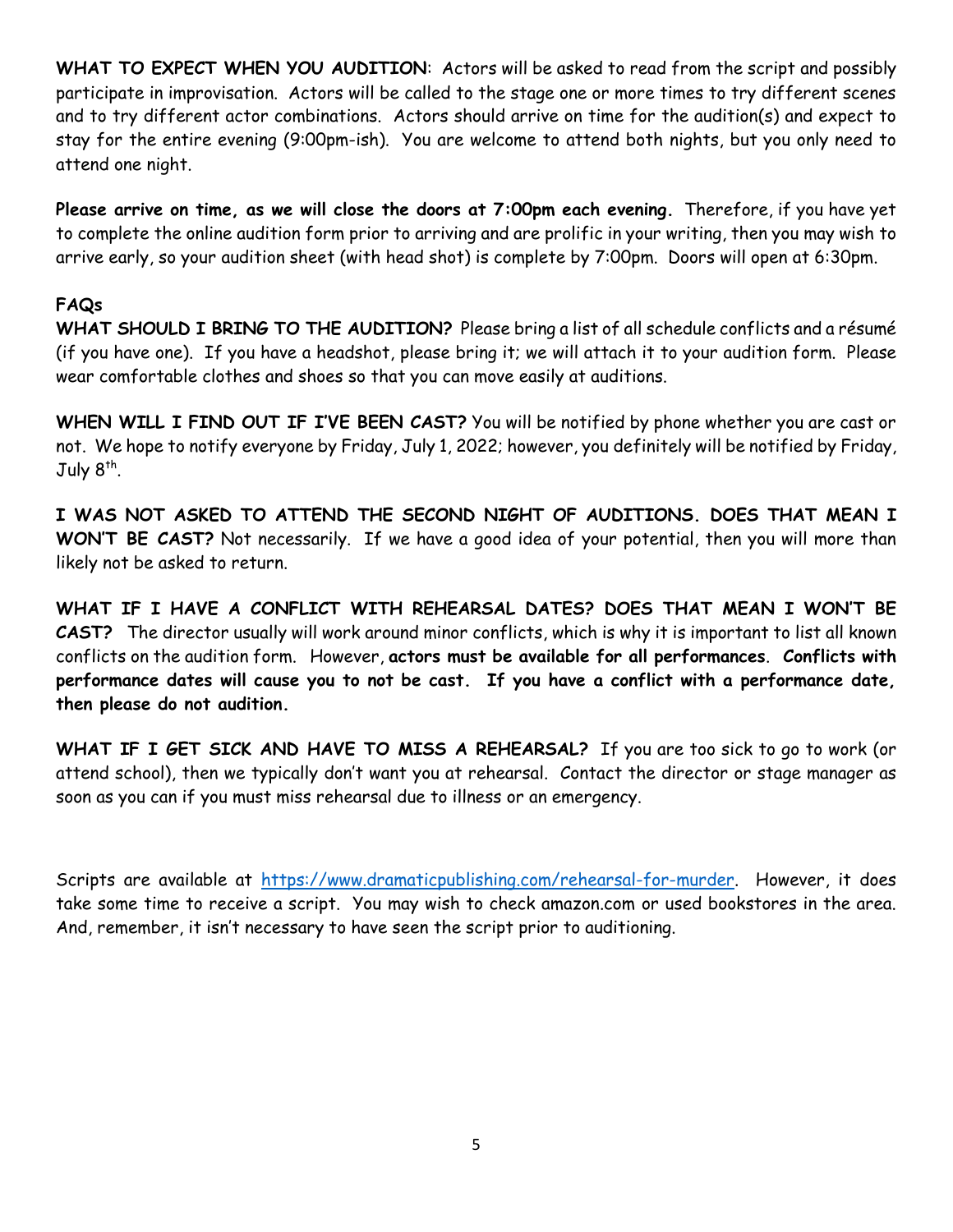**WHAT TO EXPECT WHEN YOU AUDITION**: Actors will be asked to read from the script and possibly participate in improvisation. Actors will be called to the stage one or more times to try different scenes and to try different actor combinations. Actors should arrive on time for the audition(s) and expect to stay for the entire evening (9:00pm-ish). You are welcome to attend both nights, but you only need to attend one night.

**Please arrive on time, as we will close the doors at 7:00pm each evening.** Therefore, if you have yet to complete the online audition form prior to arriving and are prolific in your writing, then you may wish to arrive early, so your audition sheet (with head shot) is complete by 7:00pm. Doors will open at 6:30pm.

**FAQs**

**WHAT SHOULD I BRING TO THE AUDITION?** Please bring a list of all schedule conflicts and a résumé (if you have one). If you have a headshot, please bring it; we will attach it to your audition form. Please wear comfortable clothes and shoes so that you can move easily at auditions.

**WHEN WILL I FIND OUT IF I'VE BEEN CAST?** You will be notified by phone whether you are cast or not. We hope to notify everyone by Friday, July 1, 2022; however, you definitely will be notified by Friday, July 8th.

**I WAS NOT ASKED TO ATTEND THE SECOND NIGHT OF AUDITIONS. DOES THAT MEAN I WON'T BE CAST?** Not necessarily. If we have a good idea of your potential, then you will more than likely not be asked to return.

**WHAT IF I HAVE A CONFLICT WITH REHEARSAL DATES? DOES THAT MEAN I WON'T BE CAST?** The director usually will work around minor conflicts, which is why it is important to list all known conflicts on the audition form. However, **actors must be available for all performances**. **Conflicts with performance dates will cause you to not be cast. If you have a conflict with a performance date, then please do not audition.**

**WHAT IF I GET SICK AND HAVE TO MISS A REHEARSAL?** If you are too sick to go to work (or attend school), then we typically don't want you at rehearsal. Contact the director or stage manager as soon as you can if you must miss rehearsal due to illness or an emergency.

Scripts are available at https://www.dramaticpublishing.com/rehearsal-for-murder. However, it does take some time to receive a script. You may wish to check amazon.com or used bookstores in the area. And, remember, it isn't necessary to have seen the script prior to auditioning.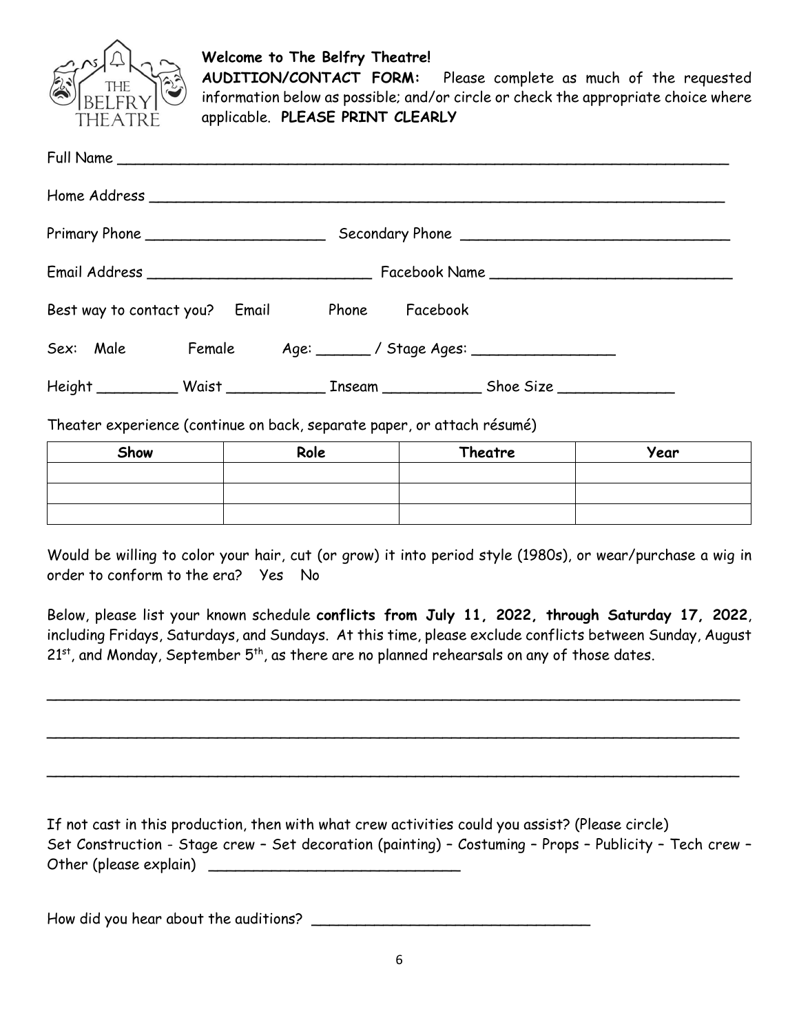**Welcome to The Belfry Theatre!**

**AUDITION/CONTACT FORM:** Please complete as much of the requested information below as possible; and/or circle or check the appropriate choice where applicable. **PLEASE PRINT CLEARLY**

Full Name ______________________________________________________________________

Home Address ___________________________________________________________________

Primary Phone ____________________ Secondary Phone ______________________________

Email Address _________________________ Facebook Name ___________________________

Best way to contact you? Email Phone Facebook

Sex: Male Female Age: ______ / Stage Ages: ________________

Height _________ Waist ___________ Inseam ___________ Shoe Size _____________

Theater experience (continue on back, separate paper, or attach résumé)

| Show | Role | Theatre | Year |
|---|---|---|---|
| | | | |
| | | | |
| | | | |

Would be willing to color your hair, cut (or grow) it into period style (1980s), or wear/purchase a wig in order to conform to the era? Yes No

Below, please list your known schedule **conflicts from July 11, 2022, through Saturday 17, 2022**, including Fridays, Saturdays, and Sundays. At this time, please exclude conflicts between Sunday, August 21st, and Monday, September 5th, as there are no planned rehearsals on any of those dates.

______________________________________________________________________________

______________________________________________________________________________

______________________________________________________________________________

If not cast in this production, then with what crew activities could you assist? (Please circle)
Set Construction - Stage crew – Set decoration (painting) – Costuming – Props – Publicity – Tech crew – Other (please explain) ____________________________

How did you hear about the auditions? _______________________________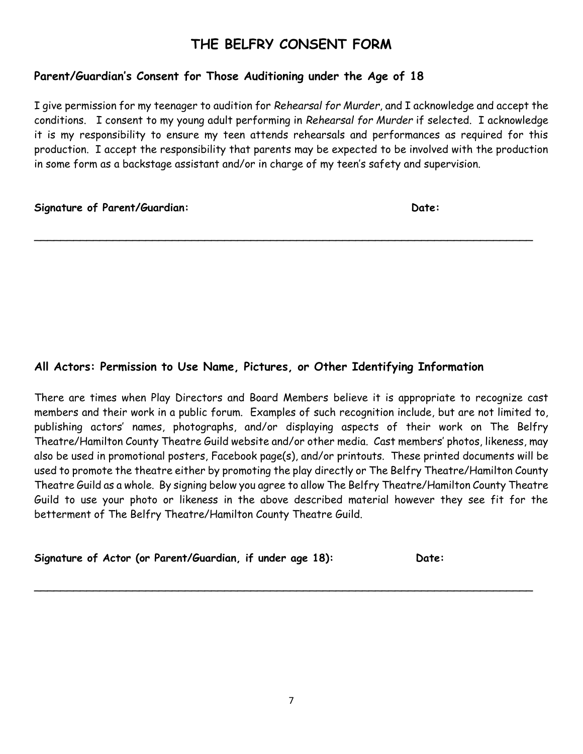# THE BELFRY CONSENT FORM

## Parent/Guardian's Consent for Those Auditioning under the Age of 18

I give permission for my teenager to audition for *Rehearsal for Murder*, and I acknowledge and accept the conditions. I consent to my young adult performing in *Rehearsal for Murder* if selected. I acknowledge it is my responsibility to ensure my teen attends rehearsals and performances as required for this production. I accept the responsibility that parents may be expected to be involved with the production in some form as a backstage assistant and/or in charge of my teen's safety and supervision.

**Signature of Parent/Guardian:** **Date:**

_______________________________________________________________________________

## All Actors: Permission to Use Name, Pictures, or Other Identifying Information

There are times when Play Directors and Board Members believe it is appropriate to recognize cast members and their work in a public forum. Examples of such recognition include, but are not limited to, publishing actors' names, photographs, and/or displaying aspects of their work on The Belfry Theatre/Hamilton County Theatre Guild website and/or other media. Cast members' photos, likeness, may also be used in promotional posters, Facebook page(s), and/or printouts. These printed documents will be used to promote the theatre either by promoting the play directly or The Belfry Theatre/Hamilton County Theatre Guild as a whole. By signing below you agree to allow The Belfry Theatre/Hamilton County Theatre Guild to use your photo or likeness in the above described material however they see fit for the betterment of The Belfry Theatre/Hamilton County Theatre Guild.

**Signature of Actor (or Parent/Guardian, if under age 18):** **Date:**

_______________________________________________________________________________